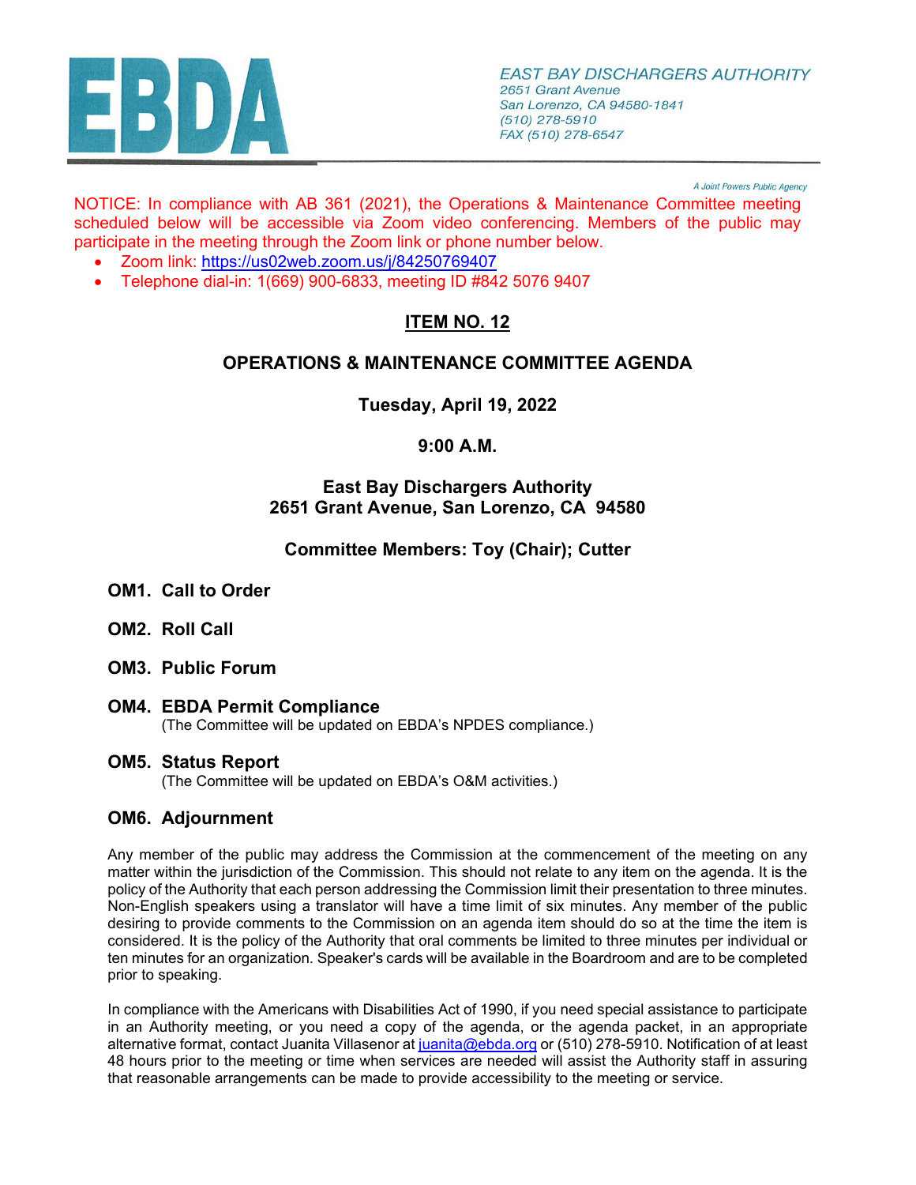EBDA

*EAST BAY DISCHARGERS AUTHORITY*
*2651 Grant Avenue*
*San Lorenzo, CA 94580-1841*
*(510) 278-5910*
*FAX (510) 278-6547*

*A Joint Powers Public Agency*

NOTICE: In compliance with AB 361 (2021), the Operations & Maintenance Committee meeting scheduled below will be accessible via Zoom video conferencing. Members of the public may participate in the meeting through the Zoom link or phone number below.

- Zoom link: https://us02web.zoom.us/j/84250769407
- Telephone dial-in: 1(669) 900-6833, meeting ID #842 5076 9407

## ITEM NO. 12

## OPERATIONS & MAINTENANCE COMMITTEE AGENDA

**Tuesday, April 19, 2022**

**9:00 A.M.**

**East Bay Dischargers Authority**
**2651 Grant Avenue, San Lorenzo, CA 94580**

**Committee Members: Toy (Chair); Cutter**

**OM1. Call to Order**

**OM2. Roll Call**

**OM3. Public Forum**

**OM4. EBDA Permit Compliance**
(The Committee will be updated on EBDA's NPDES compliance.)

**OM5. Status Report**
(The Committee will be updated on EBDA's O&M activities.)

**OM6. Adjournment**

Any member of the public may address the Commission at the commencement of the meeting on any matter within the jurisdiction of the Commission. This should not relate to any item on the agenda. It is the policy of the Authority that each person addressing the Commission limit their presentation to three minutes. Non-English speakers using a translator will have a time limit of six minutes. Any member of the public desiring to provide comments to the Commission on an agenda item should do so at the time the item is considered. It is the policy of the Authority that oral comments be limited to three minutes per individual or ten minutes for an organization. Speaker's cards will be available in the Boardroom and are to be completed prior to speaking.

In compliance with the Americans with Disabilities Act of 1990, if you need special assistance to participate in an Authority meeting, or you need a copy of the agenda, or the agenda packet, in an appropriate alternative format, contact Juanita Villasenor at juanita@ebda.org or (510) 278-5910. Notification of at least 48 hours prior to the meeting or time when services are needed will assist the Authority staff in assuring that reasonable arrangements can be made to provide accessibility to the meeting or service.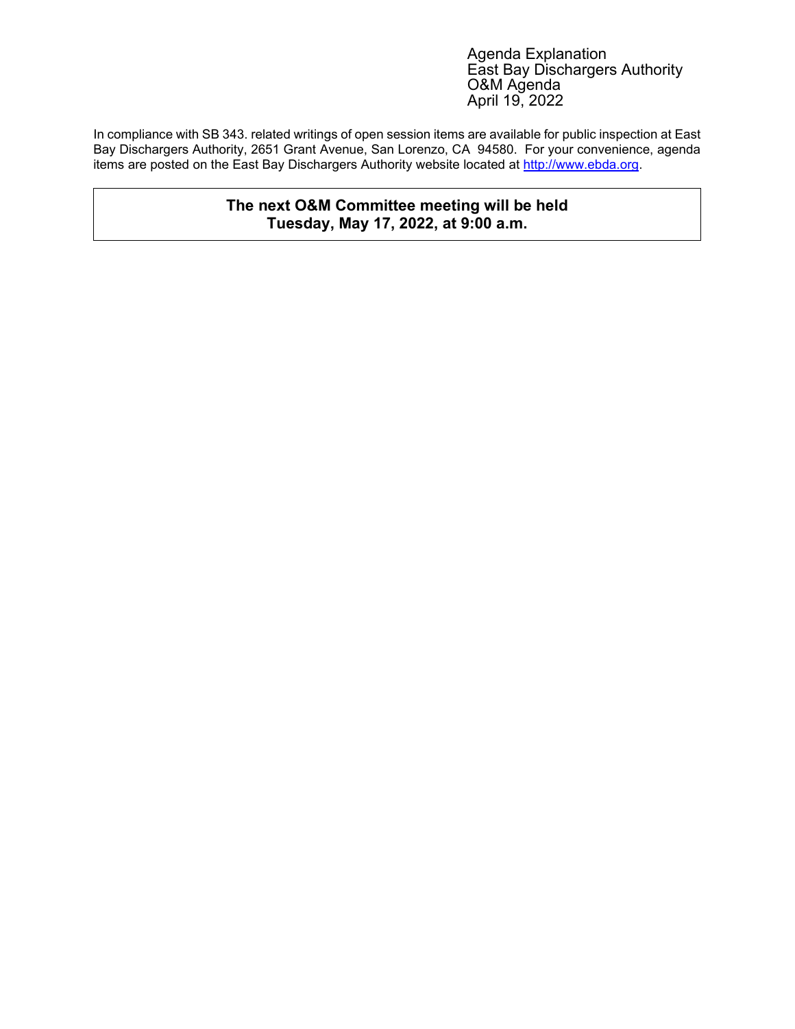Agenda Explanation
East Bay Dischargers Authority
O&M Agenda
April 19, 2022

In compliance with SB 343. related writings of open session items are available for public inspection at East Bay Dischargers Authority, 2651 Grant Avenue, San Lorenzo, CA 94580. For your convenience, agenda items are posted on the East Bay Dischargers Authority website located at [http://www.ebda.org](http://www.ebda.org).

**The next O&M Committee meeting will be held Tuesday, May 17, 2022, at 9:00 a.m.**